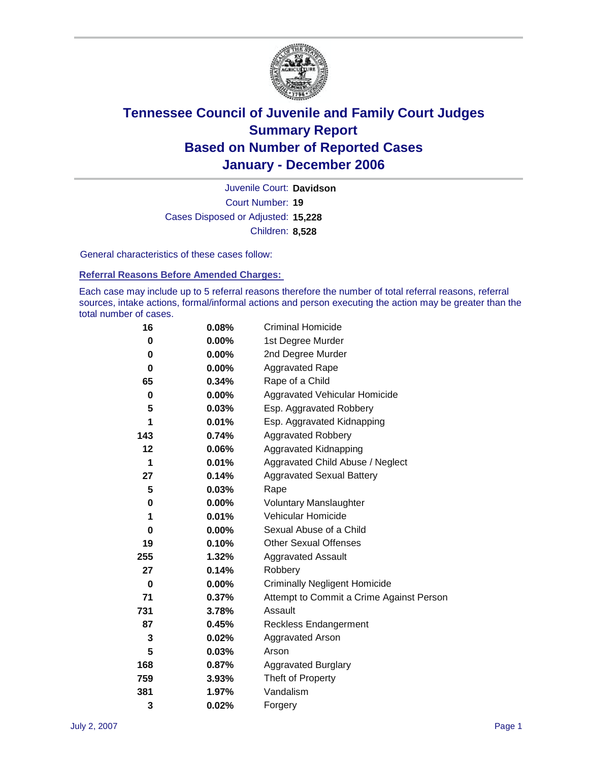# Tennessee Council of Juvenile and Family Court Judges
## Summary Report
## Based on Number of Reported Cases
## January - December 2006

Juvenile Court: **Davidson**

Court Number: **19**

Cases Disposed or Adjusted: **15,228**

Children: **8,528**

General characteristics of these cases follow:

### Referral Reasons Before Amended Charges:

Each case may include up to 5 referral reasons therefore the number of total referral reasons, referral sources, intake actions, formal/informal actions and person executing the action may be greater than the total number of cases.

| Count | Percent | Referral Reason |
|---|---|---|
| 16 | 0.08% | Criminal Homicide |
| 0 | 0.00% | 1st Degree Murder |
| 0 | 0.00% | 2nd Degree Murder |
| 0 | 0.00% | Aggravated Rape |
| 65 | 0.34% | Rape of a Child |
| 0 | 0.00% | Aggravated Vehicular Homicide |
| 5 | 0.03% | Esp. Aggravated Robbery |
| 1 | 0.01% | Esp. Aggravated Kidnapping |
| 143 | 0.74% | Aggravated Robbery |
| 12 | 0.06% | Aggravated Kidnapping |
| 1 | 0.01% | Aggravated Child Abuse / Neglect |
| 27 | 0.14% | Aggravated Sexual Battery |
| 5 | 0.03% | Rape |
| 0 | 0.00% | Voluntary Manslaughter |
| 1 | 0.01% | Vehicular Homicide |
| 0 | 0.00% | Sexual Abuse of a Child |
| 19 | 0.10% | Other Sexual Offenses |
| 255 | 1.32% | Aggravated Assault |
| 27 | 0.14% | Robbery |
| 0 | 0.00% | Criminally Negligent Homicide |
| 71 | 0.37% | Attempt to Commit a Crime Against Person |
| 731 | 3.78% | Assault |
| 87 | 0.45% | Reckless Endangerment |
| 3 | 0.02% | Aggravated Arson |
| 5 | 0.03% | Arson |
| 168 | 0.87% | Aggravated Burglary |
| 759 | 3.93% | Theft of Property |
| 381 | 1.97% | Vandalism |
| 3 | 0.02% | Forgery |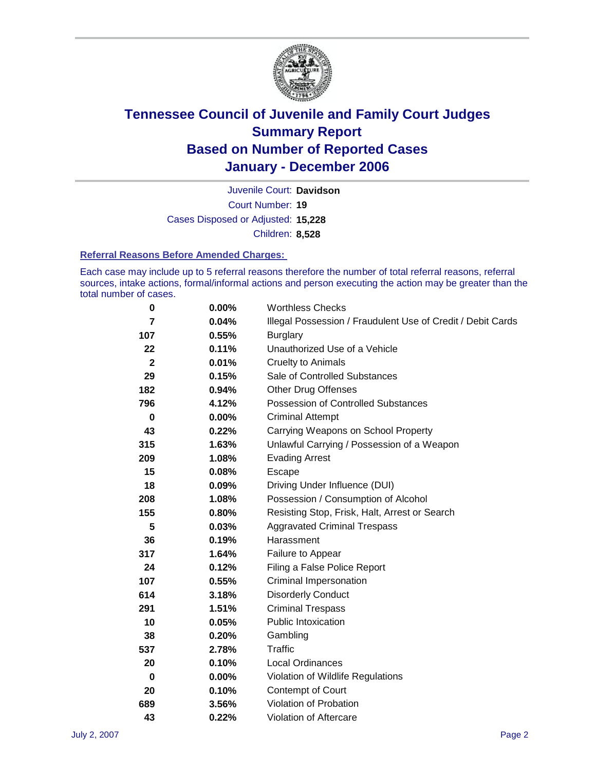# Tennessee Council of Juvenile and Family Court Judges
## Summary Report
## Based on Number of Reported Cases
## January - December 2006

Juvenile Court: **Davidson**

Court Number: **19**

Cases Disposed or Adjusted: **15,228**

Children: **8,528**

### Referral Reasons Before Amended Charges:

Each case may include up to 5 referral reasons therefore the number of total referral reasons, referral sources, intake actions, formal/informal actions and person executing the action may be greater than the total number of cases.

| Count | Percent | Referral Reason |
|---|---|---|
| 0 | 0.00% | Worthless Checks |
| 7 | 0.04% | Illegal Possession / Fraudulent Use of Credit / Debit Cards |
| 107 | 0.55% | Burglary |
| 22 | 0.11% | Unauthorized Use of a Vehicle |
| 2 | 0.01% | Cruelty to Animals |
| 29 | 0.15% | Sale of Controlled Substances |
| 182 | 0.94% | Other Drug Offenses |
| 796 | 4.12% | Possession of Controlled Substances |
| 0 | 0.00% | Criminal Attempt |
| 43 | 0.22% | Carrying Weapons on School Property |
| 315 | 1.63% | Unlawful Carrying / Possession of a Weapon |
| 209 | 1.08% | Evading Arrest |
| 15 | 0.08% | Escape |
| 18 | 0.09% | Driving Under Influence (DUI) |
| 208 | 1.08% | Possession / Consumption of Alcohol |
| 155 | 0.80% | Resisting Stop, Frisk, Halt, Arrest or Search |
| 5 | 0.03% | Aggravated Criminal Trespass |
| 36 | 0.19% | Harassment |
| 317 | 1.64% | Failure to Appear |
| 24 | 0.12% | Filing a False Police Report |
| 107 | 0.55% | Criminal Impersonation |
| 614 | 3.18% | Disorderly Conduct |
| 291 | 1.51% | Criminal Trespass |
| 10 | 0.05% | Public Intoxication |
| 38 | 0.20% | Gambling |
| 537 | 2.78% | Traffic |
| 20 | 0.10% | Local Ordinances |
| 0 | 0.00% | Violation of Wildlife Regulations |
| 20 | 0.10% | Contempt of Court |
| 689 | 3.56% | Violation of Probation |
| 43 | 0.22% | Violation of Aftercare |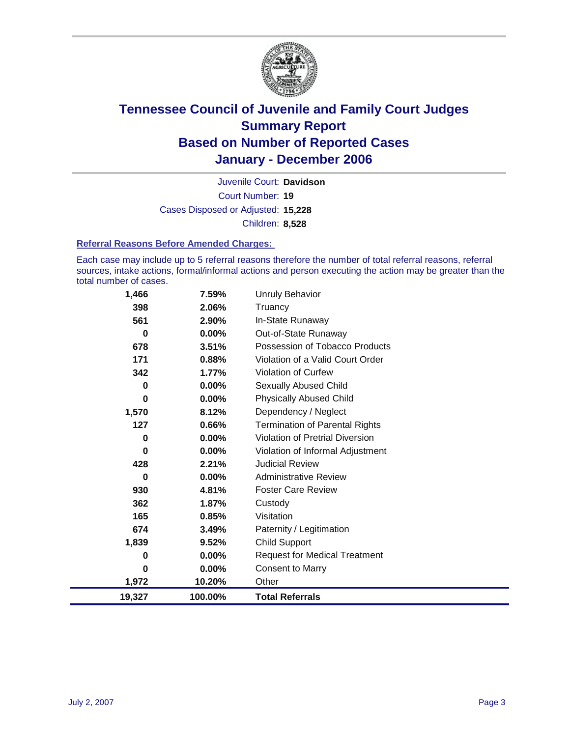# Tennessee Council of Juvenile and Family Court Judges
# Summary Report
# Based on Number of Reported Cases
# January - December 2006

Juvenile Court: **Davidson**

Court Number: **19**

Cases Disposed or Adjusted: **15,228**

Children: **8,528**

### Referral Reasons Before Amended Charges:

Each case may include up to 5 referral reasons therefore the number of total referral reasons, referral sources, intake actions, formal/informal actions and person executing the action may be greater than the total number of cases.

| | | |
|---|---|---|
| 1,466 | 7.59% | Unruly Behavior |
| 398 | 2.06% | Truancy |
| 561 | 2.90% | In-State Runaway |
| 0 | 0.00% | Out-of-State Runaway |
| 678 | 3.51% | Possession of Tobacco Products |
| 171 | 0.88% | Violation of a Valid Court Order |
| 342 | 1.77% | Violation of Curfew |
| 0 | 0.00% | Sexually Abused Child |
| 0 | 0.00% | Physically Abused Child |
| 1,570 | 8.12% | Dependency / Neglect |
| 127 | 0.66% | Termination of Parental Rights |
| 0 | 0.00% | Violation of Pretrial Diversion |
| 0 | 0.00% | Violation of Informal Adjustment |
| 428 | 2.21% | Judicial Review |
| 0 | 0.00% | Administrative Review |
| 930 | 4.81% | Foster Care Review |
| 362 | 1.87% | Custody |
| 165 | 0.85% | Visitation |
| 674 | 3.49% | Paternity / Legitimation |
| 1,839 | 9.52% | Child Support |
| 0 | 0.00% | Request for Medical Treatment |
| 0 | 0.00% | Consent to Marry |
| 1,972 | 10.20% | Other |
| **19,327** | **100.00%** | **Total Referrals** |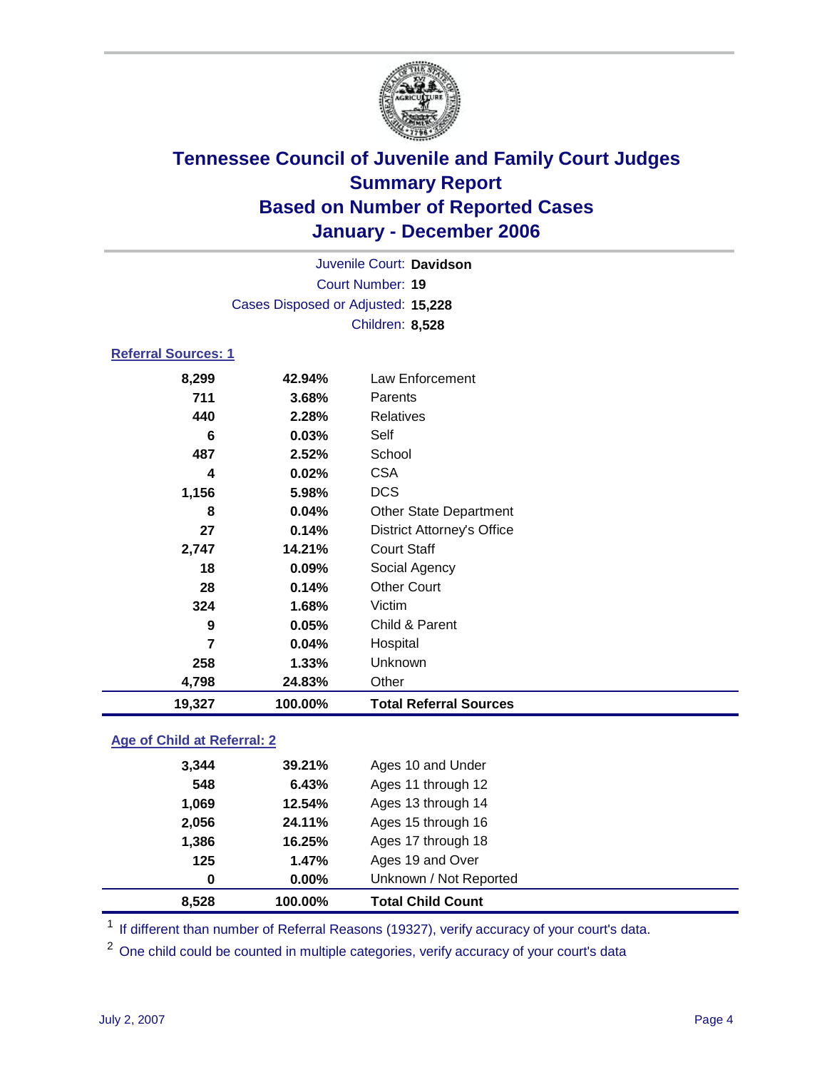# Tennessee Council of Juvenile and Family Court Judges
## Summary Report
## Based on Number of Reported Cases
## January - December 2006

Juvenile Court: **Davidson**
Court Number: **19**
Cases Disposed or Adjusted: **15,228**
Children: **8,528**

### Referral Sources: 1

| | | |
|---|---|---|
| **8,299** | **42.94%** | Law Enforcement |
| **711** | **3.68%** | Parents |
| **440** | **2.28%** | Relatives |
| **6** | **0.03%** | Self |
| **487** | **2.52%** | School |
| **4** | **0.02%** | CSA |
| **1,156** | **5.98%** | DCS |
| **8** | **0.04%** | Other State Department |
| **27** | **0.14%** | District Attorney's Office |
| **2,747** | **14.21%** | Court Staff |
| **18** | **0.09%** | Social Agency |
| **28** | **0.14%** | Other Court |
| **324** | **1.68%** | Victim |
| **9** | **0.05%** | Child & Parent |
| **7** | **0.04%** | Hospital |
| **258** | **1.33%** | Unknown |
| **4,798** | **24.83%** | Other |
| **19,327** | **100.00%** | **Total Referral Sources** |

### Age of Child at Referral: 2

| | | |
|---|---|---|
| **3,344** | **39.21%** | Ages 10 and Under |
| **548** | **6.43%** | Ages 11 through 12 |
| **1,069** | **12.54%** | Ages 13 through 14 |
| **2,056** | **24.11%** | Ages 15 through 16 |
| **1,386** | **16.25%** | Ages 17 through 18 |
| **125** | **1.47%** | Ages 19 and Over |
| **0** | **0.00%** | Unknown / Not Reported |
| **8,528** | **100.00%** | **Total Child Count** |

[1] If different than number of Referral Reasons (19327), verify accuracy of your court's data.

[2] One child could be counted in multiple categories, verify accuracy of your court's data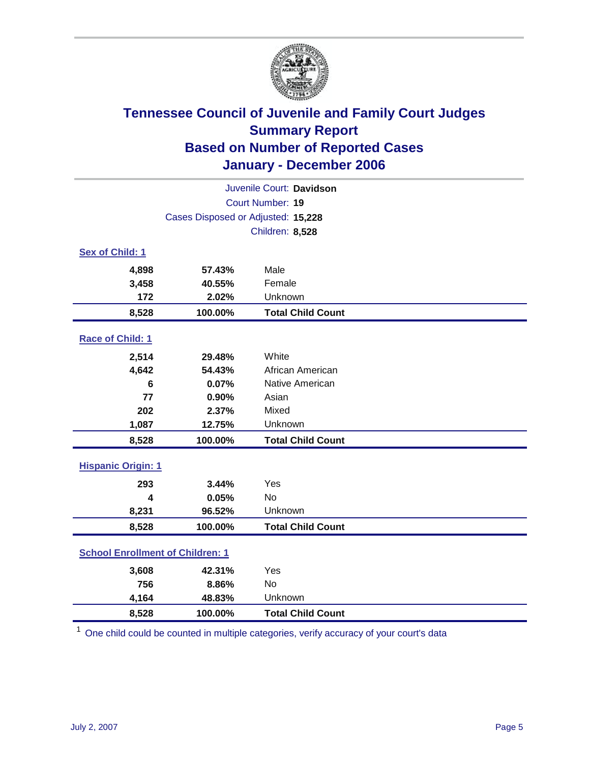# Tennessee Council of Juvenile and Family Court Judges
# Summary Report
# Based on Number of Reported Cases
# January - December 2006

Juvenile Court: **Davidson**
Court Number: **19**
Cases Disposed or Adjusted: **15,228**
Children: **8,528**

### Sex of Child: 1

| | | |
|---|---|---|
| 4,898 | 57.43% | Male |
| 3,458 | 40.55% | Female |
| 172 | 2.02% | Unknown |
| **8,528** | **100.00%** | **Total Child Count** |

### Race of Child: 1

| | | |
|---|---|---|
| 2,514 | 29.48% | White |
| 4,642 | 54.43% | African American |
| 6 | 0.07% | Native American |
| 77 | 0.90% | Asian |
| 202 | 2.37% | Mixed |
| 1,087 | 12.75% | Unknown |
| **8,528** | **100.00%** | **Total Child Count** |

### Hispanic Origin: 1

| | | |
|---|---|---|
| 293 | 3.44% | Yes |
| 4 | 0.05% | No |
| 8,231 | 96.52% | Unknown |
| **8,528** | **100.00%** | **Total Child Count** |

### School Enrollment of Children: 1

| | | |
|---|---|---|
| 3,608 | 42.31% | Yes |
| 756 | 8.86% | No |
| 4,164 | 48.83% | Unknown |
| **8,528** | **100.00%** | **Total Child Count** |

[1] One child could be counted in multiple categories, verify accuracy of your court's data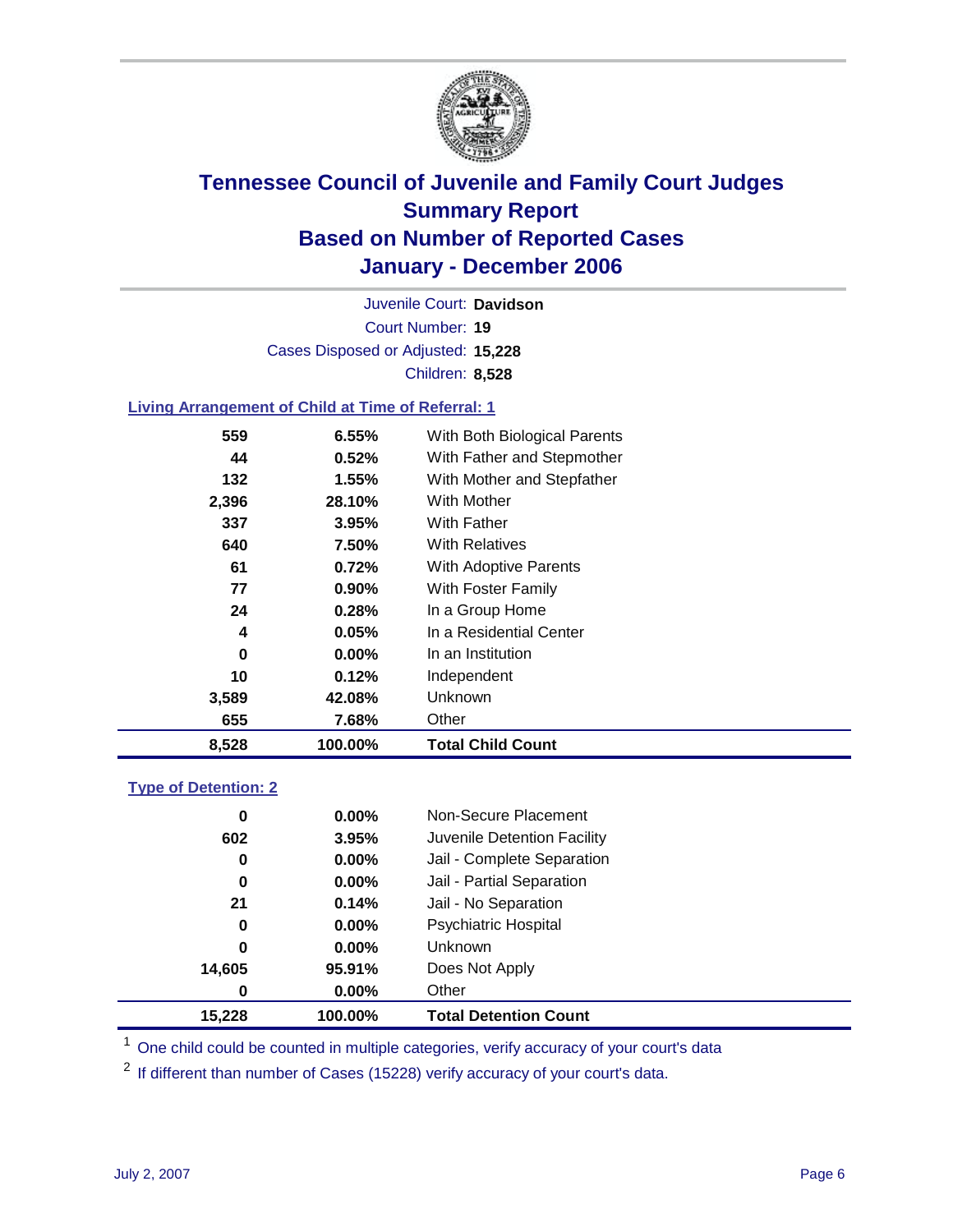# Tennessee Council of Juvenile and Family Court Judges
## Summary Report
## Based on Number of Reported Cases
## January - December 2006

Juvenile Court: **Davidson**

Court Number: **19**

Cases Disposed or Adjusted: **15,228**

Children: **8,528**

### Living Arrangement of Child at Time of Referral: 1

| Count | Percent | Category |
|---|---|---|
| 559 | 6.55% | With Both Biological Parents |
| 44 | 0.52% | With Father and Stepmother |
| 132 | 1.55% | With Mother and Stepfather |
| 2,396 | 28.10% | With Mother |
| 337 | 3.95% | With Father |
| 640 | 7.50% | With Relatives |
| 61 | 0.72% | With Adoptive Parents |
| 77 | 0.90% | With Foster Family |
| 24 | 0.28% | In a Group Home |
| 4 | 0.05% | In a Residential Center |
| 0 | 0.00% | In an Institution |
| 10 | 0.12% | Independent |
| 3,589 | 42.08% | Unknown |
| 655 | 7.68% | Other |
| **8,528** | **100.00%** | **Total Child Count** |

### Type of Detention: 2

| Count | Percent | Category |
|---|---|---|
| 0 | 0.00% | Non-Secure Placement |
| 602 | 3.95% | Juvenile Detention Facility |
| 0 | 0.00% | Jail - Complete Separation |
| 0 | 0.00% | Jail - Partial Separation |
| 21 | 0.14% | Jail - No Separation |
| 0 | 0.00% | Psychiatric Hospital |
| 0 | 0.00% | Unknown |
| 14,605 | 95.91% | Does Not Apply |
| 0 | 0.00% | Other |
| **15,228** | **100.00%** | **Total Detention Count** |

[1] One child could be counted in multiple categories, verify accuracy of your court's data

[2] If different than number of Cases (15228) verify accuracy of your court's data.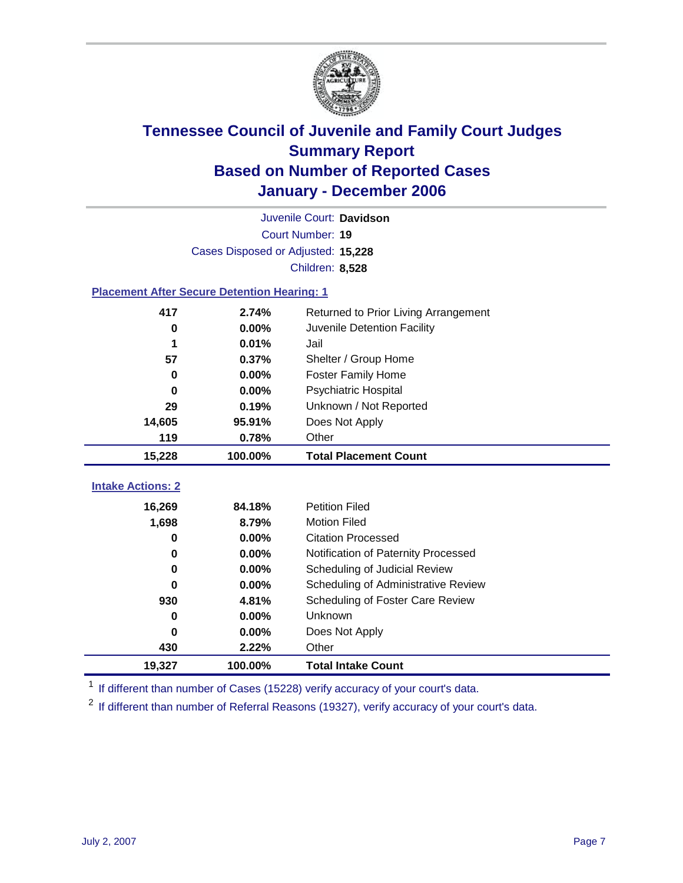# Tennessee Council of Juvenile and Family Court Judges
## Summary Report
## Based on Number of Reported Cases
## January - December 2006

Juvenile Court: **Davidson**

Court Number: **19**

Cases Disposed or Adjusted: **15,228**

Children: **8,528**

### Placement After Secure Detention Hearing: 1

| Count | Percent | Placement |
|---:|---:|---|
| 417 | 2.74% | Returned to Prior Living Arrangement |
| 0 | 0.00% | Juvenile Detention Facility |
| 1 | 0.01% | Jail |
| 57 | 0.37% | Shelter / Group Home |
| 0 | 0.00% | Foster Family Home |
| 0 | 0.00% | Psychiatric Hospital |
| 29 | 0.19% | Unknown / Not Reported |
| 14,605 | 95.91% | Does Not Apply |
| 119 | 0.78% | Other |
| **15,228** | **100.00%** | **Total Placement Count** |

### Intake Actions: 2

| Count | Percent | Intake Action |
|---:|---:|---|
| 16,269 | 84.18% | Petition Filed |
| 1,698 | 8.79% | Motion Filed |
| 0 | 0.00% | Citation Processed |
| 0 | 0.00% | Notification of Paternity Processed |
| 0 | 0.00% | Scheduling of Judicial Review |
| 0 | 0.00% | Scheduling of Administrative Review |
| 930 | 4.81% | Scheduling of Foster Care Review |
| 0 | 0.00% | Unknown |
| 0 | 0.00% | Does Not Apply |
| 430 | 2.22% | Other |
| **19,327** | **100.00%** | **Total Intake Count** |

[1] If different than number of Cases (15228) verify accuracy of your court's data.

[2] If different than number of Referral Reasons (19327), verify accuracy of your court's data.

July 2, 2007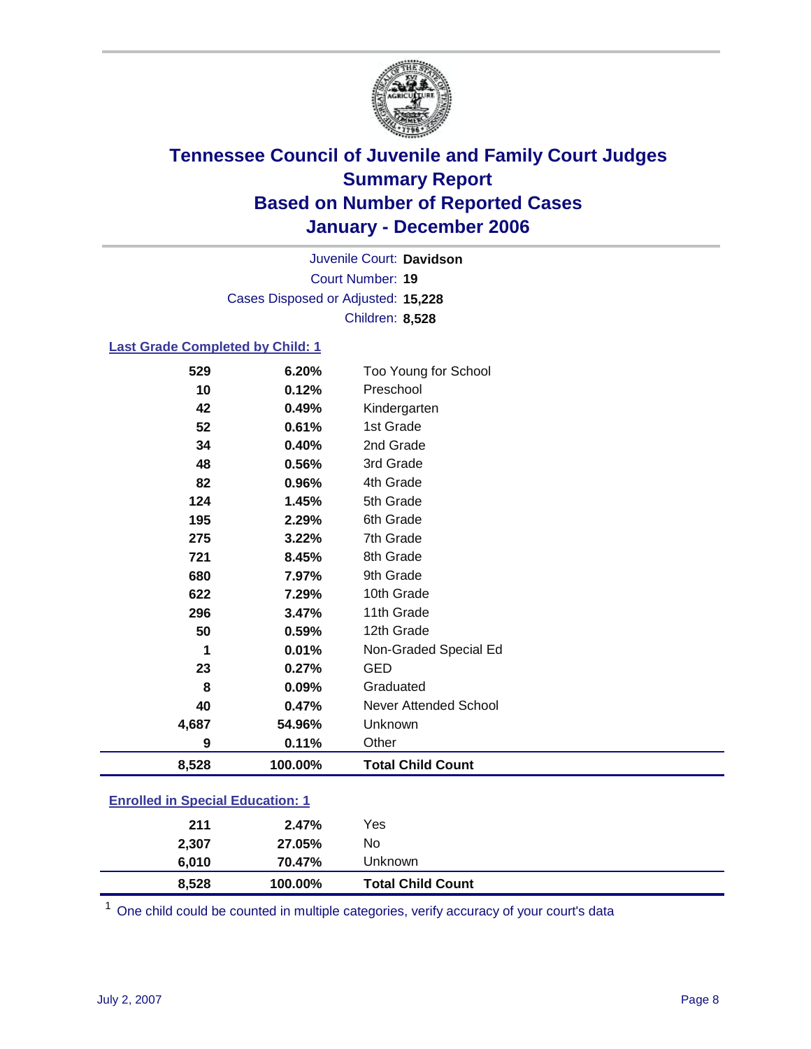# Tennessee Council of Juvenile and Family Court Judges
## Summary Report
## Based on Number of Reported Cases
## January - December 2006

Juvenile Court: **Davidson**
Court Number: **19**
Cases Disposed or Adjusted: **15,228**
Children: **8,528**

### Last Grade Completed by Child: 1

| | | |
|---|---|---|
| 529 | 6.20% | Too Young for School |
| 10 | 0.12% | Preschool |
| 42 | 0.49% | Kindergarten |
| 52 | 0.61% | 1st Grade |
| 34 | 0.40% | 2nd Grade |
| 48 | 0.56% | 3rd Grade |
| 82 | 0.96% | 4th Grade |
| 124 | 1.45% | 5th Grade |
| 195 | 2.29% | 6th Grade |
| 275 | 3.22% | 7th Grade |
| 721 | 8.45% | 8th Grade |
| 680 | 7.97% | 9th Grade |
| 622 | 7.29% | 10th Grade |
| 296 | 3.47% | 11th Grade |
| 50 | 0.59% | 12th Grade |
| 1 | 0.01% | Non-Graded Special Ed |
| 23 | 0.27% | GED |
| 8 | 0.09% | Graduated |
| 40 | 0.47% | Never Attended School |
| 4,687 | 54.96% | Unknown |
| 9 | 0.11% | Other |
| **8,528** | **100.00%** | **Total Child Count** |

### Enrolled in Special Education: 1

| | | |
|---|---|---|
| 211 | 2.47% | Yes |
| 2,307 | 27.05% | No |
| 6,010 | 70.47% | Unknown |
| **8,528** | **100.00%** | **Total Child Count** |

[1] One child could be counted in multiple categories, verify accuracy of your court's data

July 2, 2007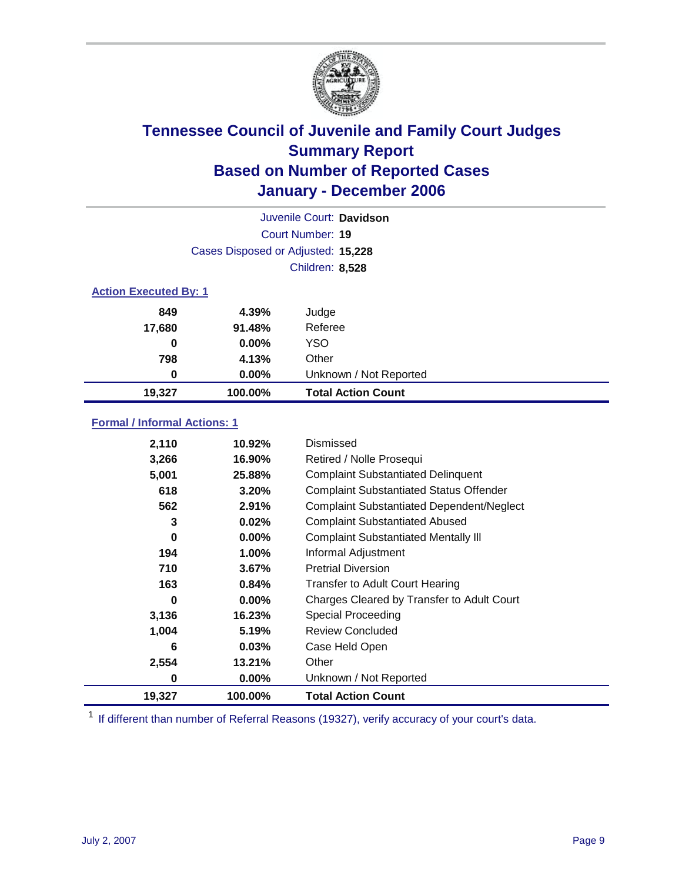# Tennessee Council of Juvenile and Family Court Judges
## Summary Report
## Based on Number of Reported Cases
## January - December 2006

Juvenile Court: **Davidson**

Court Number: **19**

Cases Disposed or Adjusted: **15,228**

Children: **8,528**

### Action Executed By: 1

| | | |
|---|---|---|
| 849 | 4.39% | Judge |
| 17,680 | 91.48% | Referee |
| 0 | 0.00% | YSO |
| 798 | 4.13% | Other |
| 0 | 0.00% | Unknown / Not Reported |
| **19,327** | **100.00%** | **Total Action Count** |

### Formal / Informal Actions: 1

| | | |
|---|---|---|
| 2,110 | 10.92% | Dismissed |
| 3,266 | 16.90% | Retired / Nolle Prosequi |
| 5,001 | 25.88% | Complaint Substantiated Delinquent |
| 618 | 3.20% | Complaint Substantiated Status Offender |
| 562 | 2.91% | Complaint Substantiated Dependent/Neglect |
| 3 | 0.02% | Complaint Substantiated Abused |
| 0 | 0.00% | Complaint Substantiated Mentally Ill |
| 194 | 1.00% | Informal Adjustment |
| 710 | 3.67% | Pretrial Diversion |
| 163 | 0.84% | Transfer to Adult Court Hearing |
| 0 | 0.00% | Charges Cleared by Transfer to Adult Court |
| 3,136 | 16.23% | Special Proceeding |
| 1,004 | 5.19% | Review Concluded |
| 6 | 0.03% | Case Held Open |
| 2,554 | 13.21% | Other |
| 0 | 0.00% | Unknown / Not Reported |
| **19,327** | **100.00%** | **Total Action Count** |

[1] If different than number of Referral Reasons (19327), verify accuracy of your court's data.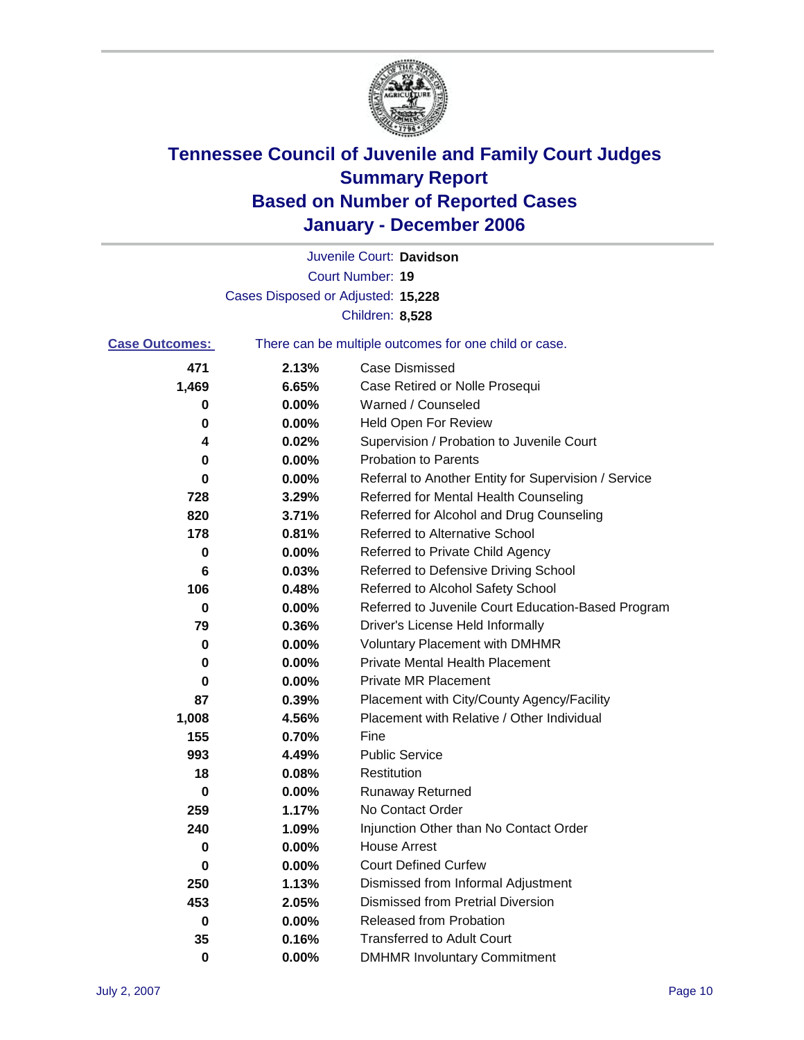# Tennessee Council of Juvenile and Family Court Judges
# Summary Report
# Based on Number of Reported Cases
# January - December 2006

Juvenile Court: **Davidson**

Court Number: **19**

Cases Disposed or Adjusted: **15,228**

Children: **8,528**

**Case Outcomes:** There can be multiple outcomes for one child or case.

| Count | Percent | Outcome |
|---|---|---|
| 471 | 2.13% | Case Dismissed |
| 1,469 | 6.65% | Case Retired or Nolle Prosequi |
| 0 | 0.00% | Warned / Counseled |
| 0 | 0.00% | Held Open For Review |
| 4 | 0.02% | Supervision / Probation to Juvenile Court |
| 0 | 0.00% | Probation to Parents |
| 0 | 0.00% | Referral to Another Entity for Supervision / Service |
| 728 | 3.29% | Referred for Mental Health Counseling |
| 820 | 3.71% | Referred for Alcohol and Drug Counseling |
| 178 | 0.81% | Referred to Alternative School |
| 0 | 0.00% | Referred to Private Child Agency |
| 6 | 0.03% | Referred to Defensive Driving School |
| 106 | 0.48% | Referred to Alcohol Safety School |
| 0 | 0.00% | Referred to Juvenile Court Education-Based Program |
| 79 | 0.36% | Driver's License Held Informally |
| 0 | 0.00% | Voluntary Placement with DMHMR |
| 0 | 0.00% | Private Mental Health Placement |
| 0 | 0.00% | Private MR Placement |
| 87 | 0.39% | Placement with City/County Agency/Facility |
| 1,008 | 4.56% | Placement with Relative / Other Individual |
| 155 | 0.70% | Fine |
| 993 | 4.49% | Public Service |
| 18 | 0.08% | Restitution |
| 0 | 0.00% | Runaway Returned |
| 259 | 1.17% | No Contact Order |
| 240 | 1.09% | Injunction Other than No Contact Order |
| 0 | 0.00% | House Arrest |
| 0 | 0.00% | Court Defined Curfew |
| 250 | 1.13% | Dismissed from Informal Adjustment |
| 453 | 2.05% | Dismissed from Pretrial Diversion |
| 0 | 0.00% | Released from Probation |
| 35 | 0.16% | Transferred to Adult Court |
| 0 | 0.00% | DMHMR Involuntary Commitment |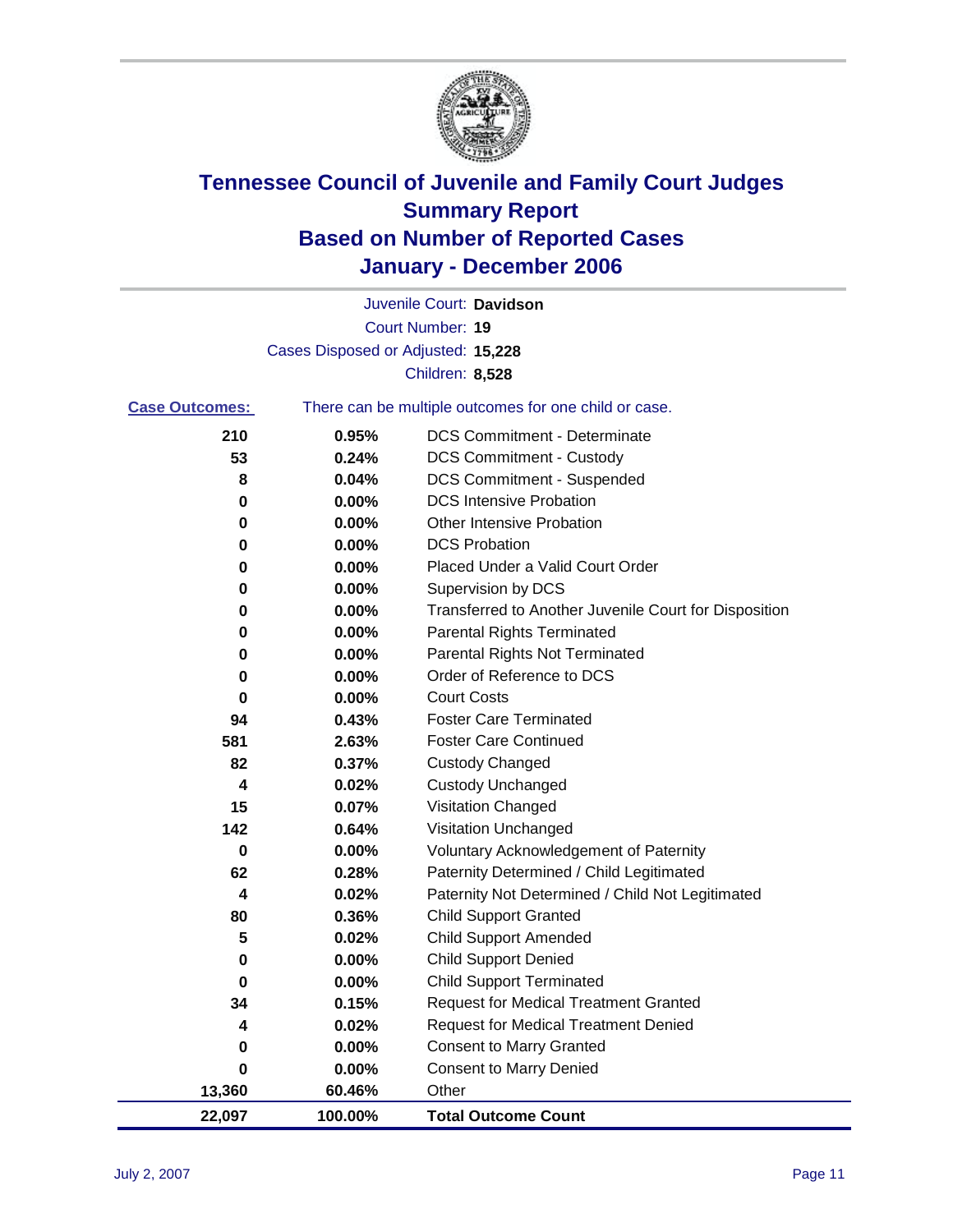# Tennessee Council of Juvenile and Family Court Judges
## Summary Report
## Based on Number of Reported Cases
## January - December 2006

Juvenile Court: **Davidson**
Court Number: **19**
Cases Disposed or Adjusted: **15,228**
Children: **8,528**

**Case Outcomes:** There can be multiple outcomes for one child or case.

| | | |
|---|---|---|
| 210 | 0.95% | DCS Commitment - Determinate |
| 53 | 0.24% | DCS Commitment - Custody |
| 8 | 0.04% | DCS Commitment - Suspended |
| 0 | 0.00% | DCS Intensive Probation |
| 0 | 0.00% | Other Intensive Probation |
| 0 | 0.00% | DCS Probation |
| 0 | 0.00% | Placed Under a Valid Court Order |
| 0 | 0.00% | Supervision by DCS |
| 0 | 0.00% | Transferred to Another Juvenile Court for Disposition |
| 0 | 0.00% | Parental Rights Terminated |
| 0 | 0.00% | Parental Rights Not Terminated |
| 0 | 0.00% | Order of Reference to DCS |
| 0 | 0.00% | Court Costs |
| 94 | 0.43% | Foster Care Terminated |
| 581 | 2.63% | Foster Care Continued |
| 82 | 0.37% | Custody Changed |
| 4 | 0.02% | Custody Unchanged |
| 15 | 0.07% | Visitation Changed |
| 142 | 0.64% | Visitation Unchanged |
| 0 | 0.00% | Voluntary Acknowledgement of Paternity |
| 62 | 0.28% | Paternity Determined / Child Legitimated |
| 4 | 0.02% | Paternity Not Determined / Child Not Legitimated |
| 80 | 0.36% | Child Support Granted |
| 5 | 0.02% | Child Support Amended |
| 0 | 0.00% | Child Support Denied |
| 0 | 0.00% | Child Support Terminated |
| 34 | 0.15% | Request for Medical Treatment Granted |
| 4 | 0.02% | Request for Medical Treatment Denied |
| 0 | 0.00% | Consent to Marry Granted |
| 0 | 0.00% | Consent to Marry Denied |
| 13,360 | 60.46% | Other |
| **22,097** | **100.00%** | **Total Outcome Count** |

July 2, 2007